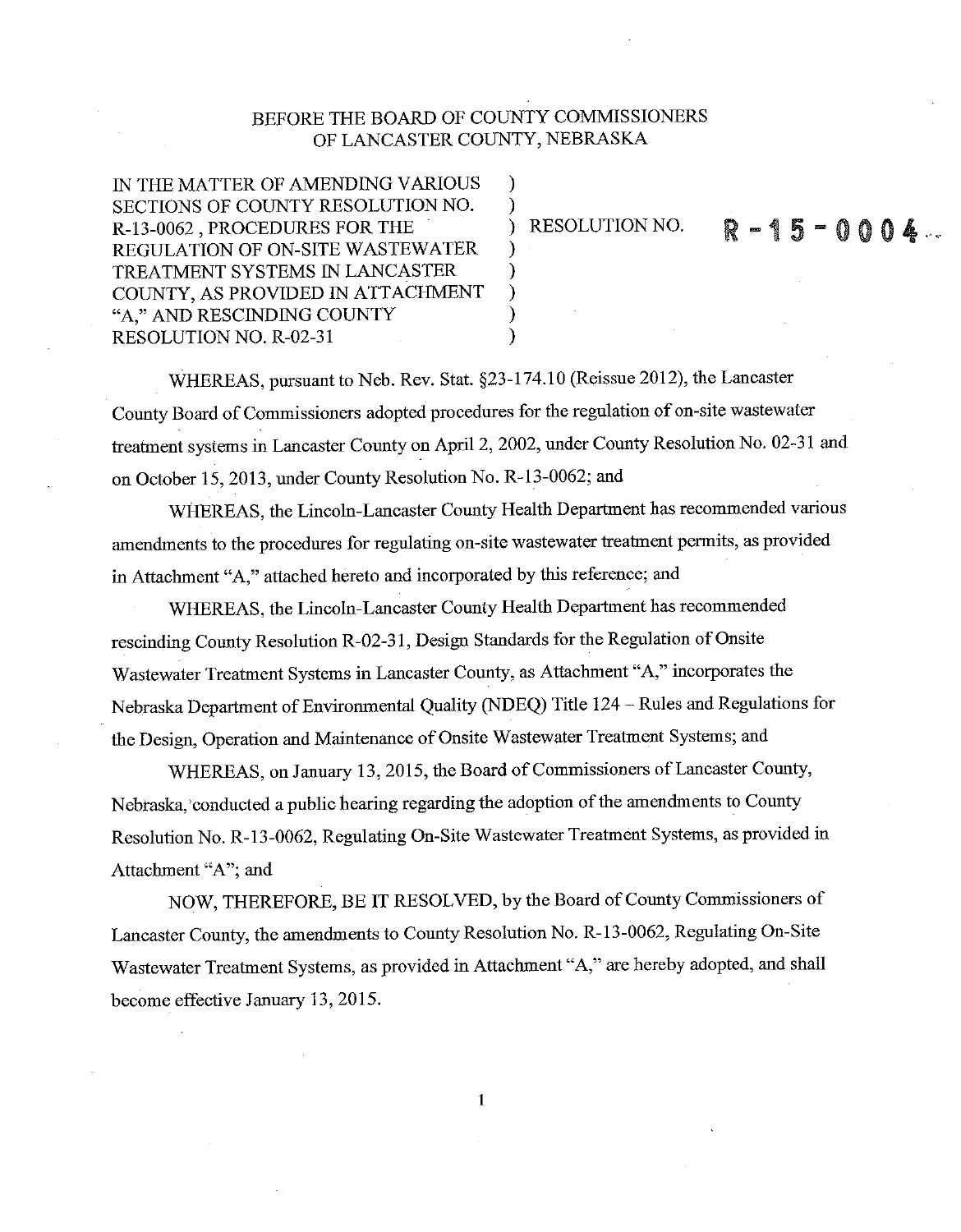BEFORE THE BOARD OF COUNTY COMMISSIONERS
OF LANCASTER COUNTY, NEBRASKA

| | | |
|---|---|---|
| IN THE MATTER OF AMENDING VARIOUS SECTIONS OF COUNTY RESOLUTION NO. R-13-0062 , PROCEDURES FOR THE REGULATION OF ON-SITE WASTEWATER TREATMENT SYSTEMS IN LANCASTER COUNTY, AS PROVIDED IN ATTACHMENT "A," AND RESCINDING COUNTY RESOLUTION NO. R-02-31 | ) | RESOLUTION NO. **R-15-0004** |

WHEREAS, pursuant to Neb. Rev. Stat. §23-174.10 (Reissue 2012), the Lancaster County Board of Commissioners adopted procedures for the regulation of on-site wastewater treatment systems in Lancaster County on April 2, 2002, under County Resolution No. 02-31 and on October 15, 2013, under County Resolution No. R-13-0062; and

WHEREAS, the Lincoln-Lancaster County Health Department has recommended various amendments to the procedures for regulating on-site wastewater treatment permits, as provided in Attachment "A," attached hereto and incorporated by this reference; and

WHEREAS, the Lincoln-Lancaster County Health Department has recommended rescinding County Resolution R-02-31, Design Standards for the Regulation of Onsite Wastewater Treatment Systems in Lancaster County, as Attachment "A," incorporates the Nebraska Department of Environmental Quality (NDEQ) Title 124 – Rules and Regulations for the Design, Operation and Maintenance of Onsite Wastewater Treatment Systems; and

WHEREAS, on January 13, 2015, the Board of Commissioners of Lancaster County, Nebraska, conducted a public hearing regarding the adoption of the amendments to County Resolution No. R-13-0062, Regulating On-Site Wastewater Treatment Systems, as provided in Attachment "A"; and

NOW, THEREFORE, BE IT RESOLVED, by the Board of County Commissioners of Lancaster County, the amendments to County Resolution No. R-13-0062, Regulating On-Site Wastewater Treatment Systems, as provided in Attachment "A," are hereby adopted, and shall become effective January 13, 2015.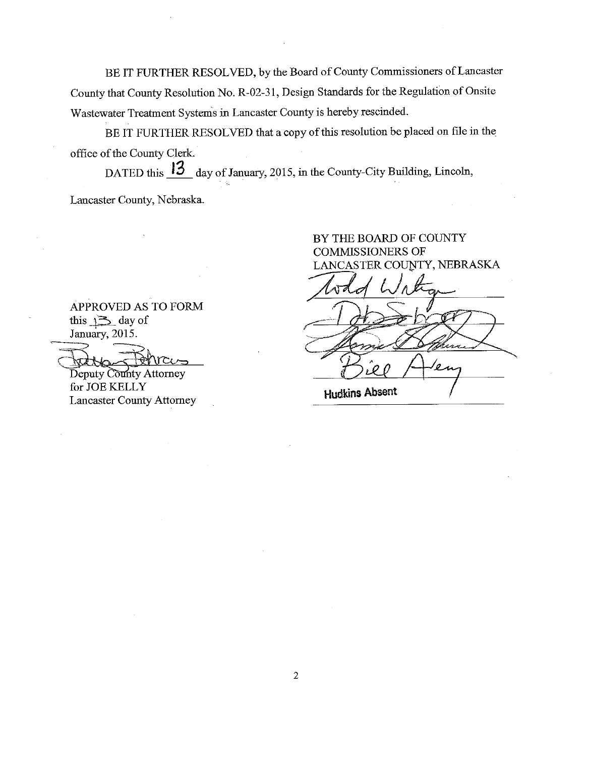BE IT FURTHER RESOLVED, by the Board of County Commissioners of Lancaster County that County Resolution No. R-02-31, Design Standards for the Regulation of Onsite Wastewater Treatment Systems in Lancaster County is hereby rescinded.

BE IT FURTHER RESOLVED that a copy of this resolution be placed on file in the office of the County Clerk.

DATED this 13 day of January, 2015, in the County-City Building, Lincoln, Lancaster County, Nebraska.

BY THE BOARD OF COUNTY COMMISSIONERS OF LANCASTER COUNTY, NEBRASKA

Todd Wiltgen

Deb Schorr

Larry Hudkins

Bill Avery

Hudkins Absent

APPROVED AS TO FORM this 13 day of January, 2015.

Deputy County Attorney for JOE KELLY Lancaster County Attorney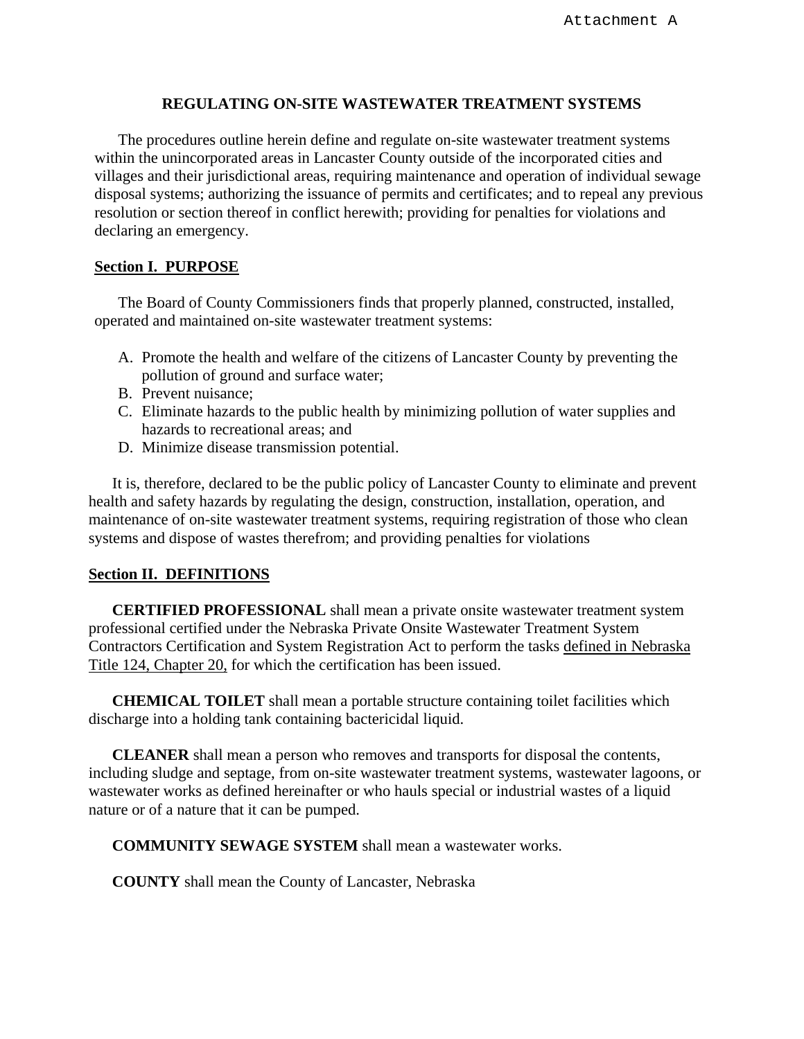Attachment A

## REGULATING ON-SITE WASTEWATER TREATMENT SYSTEMS

The procedures outline herein define and regulate on-site wastewater treatment systems within the unincorporated areas in Lancaster County outside of the incorporated cities and villages and their jurisdictional areas, requiring maintenance and operation of individual sewage disposal systems; authorizing the issuance of permits and certificates; and to repeal any previous resolution or section thereof in conflict herewith; providing for penalties for violations and declaring an emergency.

### Section I. PURPOSE

The Board of County Commissioners finds that properly planned, constructed, installed, operated and maintained on-site wastewater treatment systems:

A. Promote the health and welfare of the citizens of Lancaster County by preventing the pollution of ground and surface water;
B. Prevent nuisance;
C. Eliminate hazards to the public health by minimizing pollution of water supplies and hazards to recreational areas; and
D. Minimize disease transmission potential.

It is, therefore, declared to be the public policy of Lancaster County to eliminate and prevent health and safety hazards by regulating the design, construction, installation, operation, and maintenance of on-site wastewater treatment systems, requiring registration of those who clean systems and dispose of wastes therefrom; and providing penalties for violations

### Section II. DEFINITIONS

**CERTIFIED PROFESSIONAL** shall mean a private onsite wastewater treatment system professional certified under the Nebraska Private Onsite Wastewater Treatment System Contractors Certification and System Registration Act to perform the tasks defined in Nebraska Title 124, Chapter 20, for which the certification has been issued.

**CHEMICAL TOILET** shall mean a portable structure containing toilet facilities which discharge into a holding tank containing bactericidal liquid.

**CLEANER** shall mean a person who removes and transports for disposal the contents, including sludge and septage, from on-site wastewater treatment systems, wastewater lagoons, or wastewater works as defined hereinafter or who hauls special or industrial wastes of a liquid nature or of a nature that it can be pumped.

**COMMUNITY SEWAGE SYSTEM** shall mean a wastewater works.

**COUNTY** shall mean the County of Lancaster, Nebraska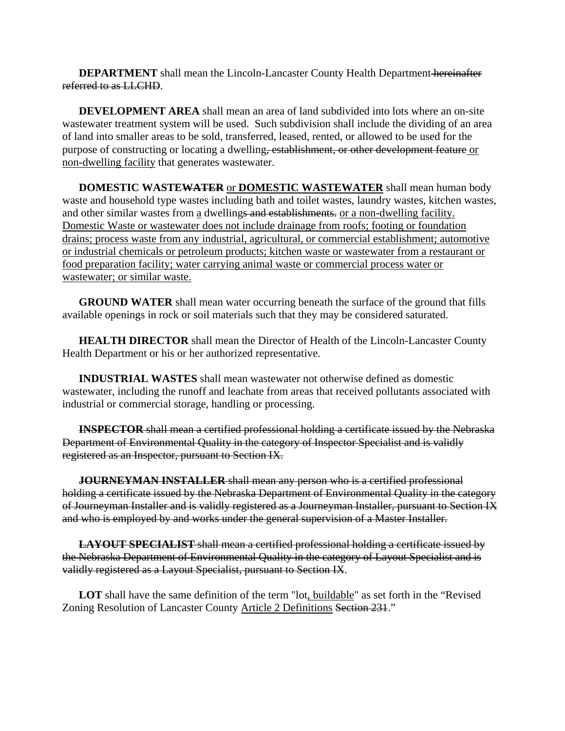**DEPARTMENT** shall mean the Lincoln-Lancaster County Health Department ~~hereinafter referred to as LLCHD~~.

**DEVELOPMENT AREA** shall mean an area of land subdivided into lots where an on-site wastewater treatment system will be used. Such subdivision shall include the dividing of an area of land into smaller areas to be sold, transferred, leased, rented, or allowed to be used for the purpose of constructing or locating a dwelling~~, establishment, or other development feature~~ <u>or non-dwelling facility</u> that generates wastewater.

**DOMESTIC WASTE~~WATER~~** <u>or **DOMESTIC WASTEWATER**</u> shall mean human body waste and household type wastes including bath and toilet wastes, laundry wastes, kitchen wastes, and other similar wastes from <u>a</u> dwelling~~s and establishments.~~ <u>or a non-dwelling facility. Domestic Waste or wastewater does not include drainage from roofs; footing or foundation drains; process waste from any industrial, agricultural, or commercial establishment; automotive or industrial chemicals or petroleum products; kitchen waste or wastewater from a restaurant or food preparation facility; water carrying animal waste or commercial process water or wastewater; or similar waste.</u>

**GROUND WATER** shall mean water occurring beneath the surface of the ground that fills available openings in rock or soil materials such that they may be considered saturated.

**HEALTH DIRECTOR** shall mean the Director of Health of the Lincoln-Lancaster County Health Department or his or her authorized representative.

**INDUSTRIAL WASTES** shall mean wastewater not otherwise defined as domestic wastewater, including the runoff and leachate from areas that received pollutants associated with industrial or commercial storage, handling or processing.

~~**INSPECTOR** shall mean a certified professional holding a certificate issued by the Nebraska Department of Environmental Quality in the category of Inspector Specialist and is validly registered as an Inspector, pursuant to Section IX.~~

~~**JOURNEYMAN INSTALLER** shall mean any person who is a certified professional holding a certificate issued by the Nebraska Department of Environmental Quality in the category of Journeyman Installer and is validly registered as a Journeyman Installer, pursuant to Section IX and who is employed by and works under the general supervision of a Master Installer.~~

~~**LAYOUT SPECIALIST** shall mean a certified professional holding a certificate issued by the Nebraska Department of Environmental Quality in the category of Layout Specialist and is validly registered as a Layout Specialist, pursuant to Section IX.~~

**LOT** shall have the same definition of the term "lot<u>, buildable</u>" as set forth in the "Revised Zoning Resolution of Lancaster County <u>Article 2 Definitions</u> ~~Section 231~~."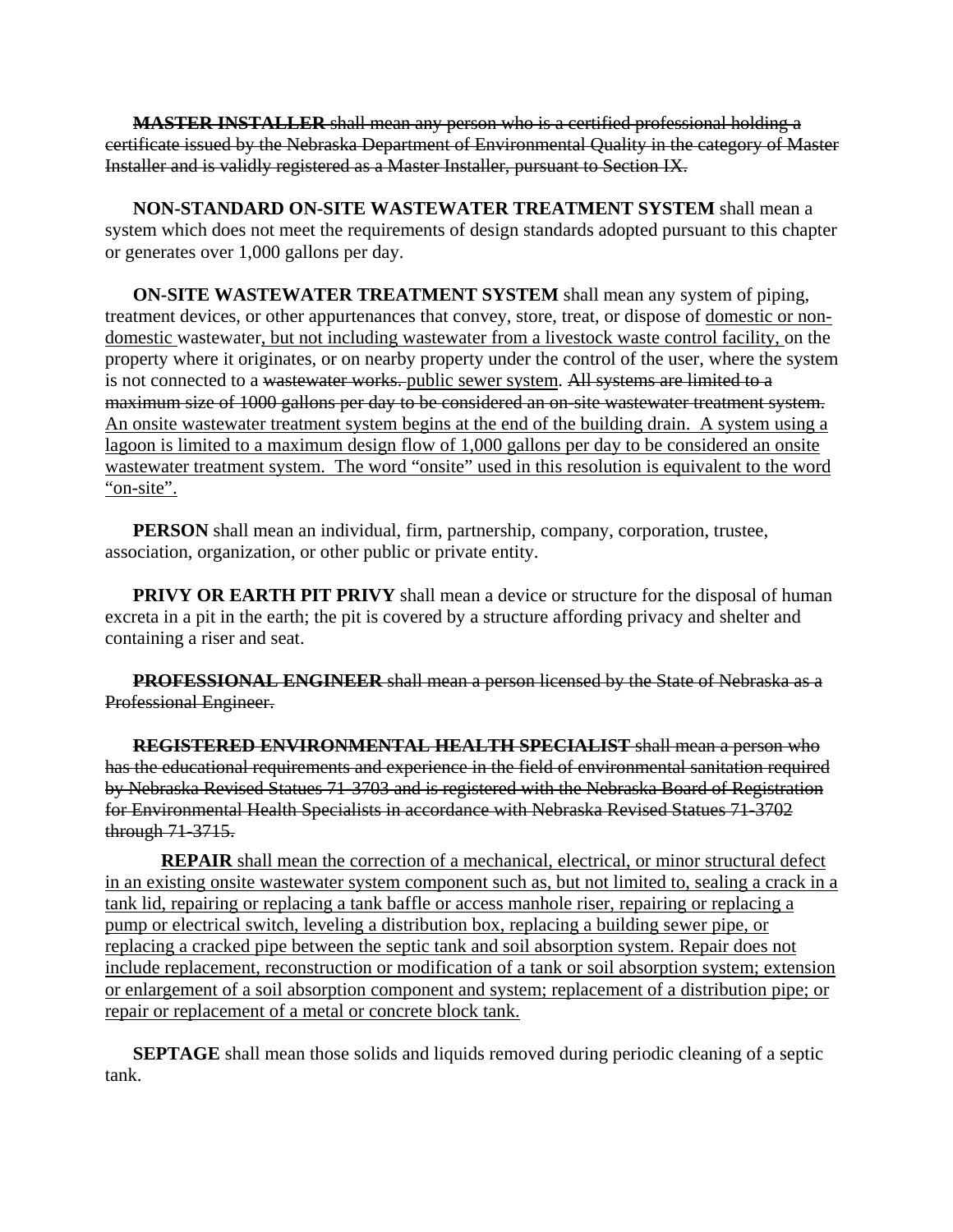~~**MASTER INSTALLER** shall mean any person who is a certified professional holding a certificate issued by the Nebraska Department of Environmental Quality in the category of Master Installer and is validly registered as a Master Installer, pursuant to Section IX.~~

**NON-STANDARD ON-SITE WASTEWATER TREATMENT SYSTEM** shall mean a system which does not meet the requirements of design standards adopted pursuant to this chapter or generates over 1,000 gallons per day.

**ON-SITE WASTEWATER TREATMENT SYSTEM** shall mean any system of piping, treatment devices, or other appurtenances that convey, store, treat, or dispose of <u>domestic or non-domestic</u> wastewater<u>, but not including wastewater from a livestock waste control facility,</u> on the property where it originates, or on nearby property under the control of the user, where the system is not connected to a ~~wastewater works.~~ <u>public sewer system</u>. ~~All systems are limited to a maximum size of 1000 gallons per day to be considered an on-site wastewater treatment system.~~ <u>An onsite wastewater treatment system begins at the end of the building drain. A system using a lagoon is limited to a maximum design flow of 1,000 gallons per day to be considered an onsite wastewater treatment system. The word "onsite" used in this resolution is equivalent to the word "on-site".</u>

**PERSON** shall mean an individual, firm, partnership, company, corporation, trustee, association, organization, or other public or private entity.

**PRIVY OR EARTH PIT PRIVY** shall mean a device or structure for the disposal of human excreta in a pit in the earth; the pit is covered by a structure affording privacy and shelter and containing a riser and seat.

~~**PROFESSIONAL ENGINEER** shall mean a person licensed by the State of Nebraska as a Professional Engineer.~~

~~**REGISTERED ENVIRONMENTAL HEALTH SPECIALIST** shall mean a person who has the educational requirements and experience in the field of environmental sanitation required by Nebraska Revised Statues 71-3703 and is registered with the Nebraska Board of Registration for Environmental Health Specialists in accordance with Nebraska Revised Statues 71-3702 through 71-3715.~~

<u>**REPAIR** shall mean the correction of a mechanical, electrical, or minor structural defect in an existing onsite wastewater system component such as, but not limited to, sealing a crack in a tank lid, repairing or replacing a tank baffle or access manhole riser, repairing or replacing a pump or electrical switch, leveling a distribution box, replacing a building sewer pipe, or replacing a cracked pipe between the septic tank and soil absorption system. Repair does not include replacement, reconstruction or modification of a tank or soil absorption system; extension or enlargement of a soil absorption component and system; replacement of a distribution pipe; or repair or replacement of a metal or concrete block tank.</u>

**SEPTAGE** shall mean those solids and liquids removed during periodic cleaning of a septic tank.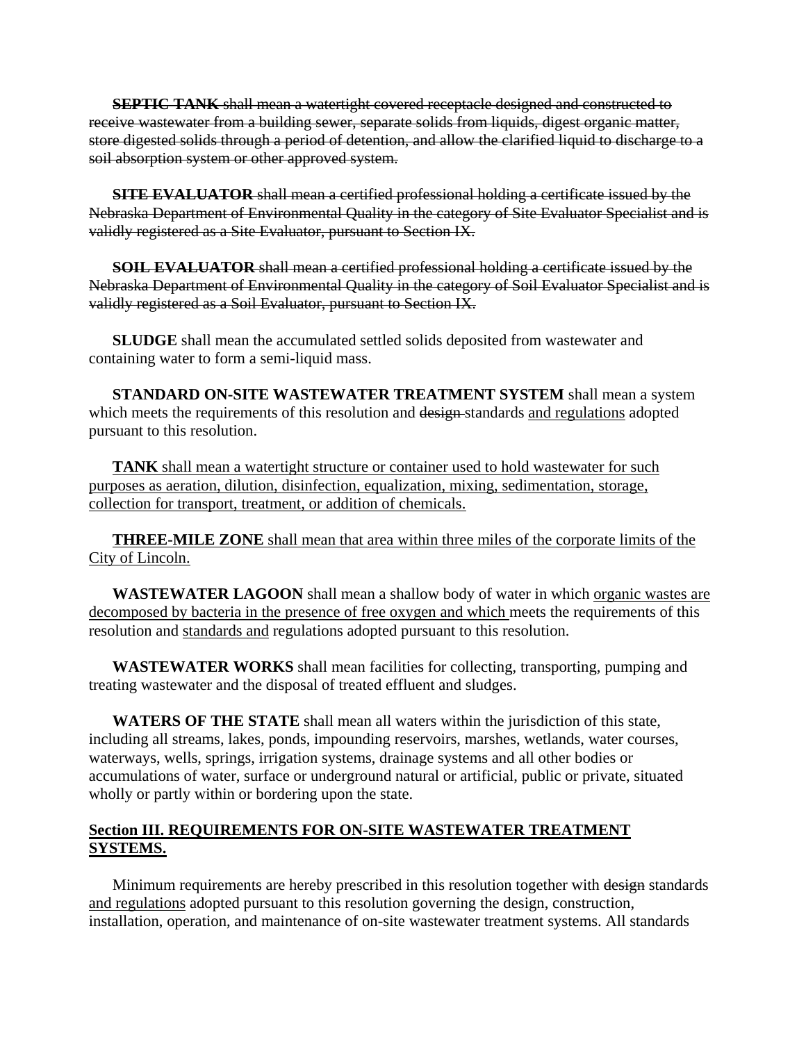~~**SEPTIC TANK** shall mean a watertight covered receptacle designed and constructed to receive wastewater from a building sewer, separate solids from liquids, digest organic matter, store digested solids through a period of detention, and allow the clarified liquid to discharge to a soil absorption system or other approved system.~~

~~**SITE EVALUATOR** shall mean a certified professional holding a certificate issued by the Nebraska Department of Environmental Quality in the category of Site Evaluator Specialist and is validly registered as a Site Evaluator, pursuant to Section IX.~~

~~**SOIL EVALUATOR** shall mean a certified professional holding a certificate issued by the Nebraska Department of Environmental Quality in the category of Soil Evaluator Specialist and is validly registered as a Soil Evaluator, pursuant to Section IX.~~

**SLUDGE** shall mean the accumulated settled solids deposited from wastewater and containing water to form a semi-liquid mass.

**STANDARD ON-SITE WASTEWATER TREATMENT SYSTEM** shall mean a system which meets the requirements of this resolution and ~~design~~ standards <u>and regulations</u> adopted pursuant to this resolution.

<u>**TANK** shall mean a watertight structure or container used to hold wastewater for such purposes as aeration, dilution, disinfection, equalization, mixing, sedimentation, storage, collection for transport, treatment, or addition of chemicals.</u>

<u>**THREE-MILE ZONE** shall mean that area within three miles of the corporate limits of the City of Lincoln.</u>

**WASTEWATER LAGOON** shall mean a shallow body of water in which <u>organic wastes are decomposed by bacteria in the presence of free oxygen and which</u> meets the requirements of this resolution and <u>standards and</u> regulations adopted pursuant to this resolution.

**WASTEWATER WORKS** shall mean facilities for collecting, transporting, pumping and treating wastewater and the disposal of treated effluent and sludges.

**WATERS OF THE STATE** shall mean all waters within the jurisdiction of this state, including all streams, lakes, ponds, impounding reservoirs, marshes, wetlands, water courses, waterways, wells, springs, irrigation systems, drainage systems and all other bodies or accumulations of water, surface or underground natural or artificial, public or private, situated wholly or partly within or bordering upon the state.

## <u>Section III. REQUIREMENTS FOR ON-SITE WASTEWATER TREATMENT SYSTEMS.</u>

Minimum requirements are hereby prescribed in this resolution together with ~~design~~ standards <u>and regulations</u> adopted pursuant to this resolution governing the design, construction, installation, operation, and maintenance of on-site wastewater treatment systems. All standards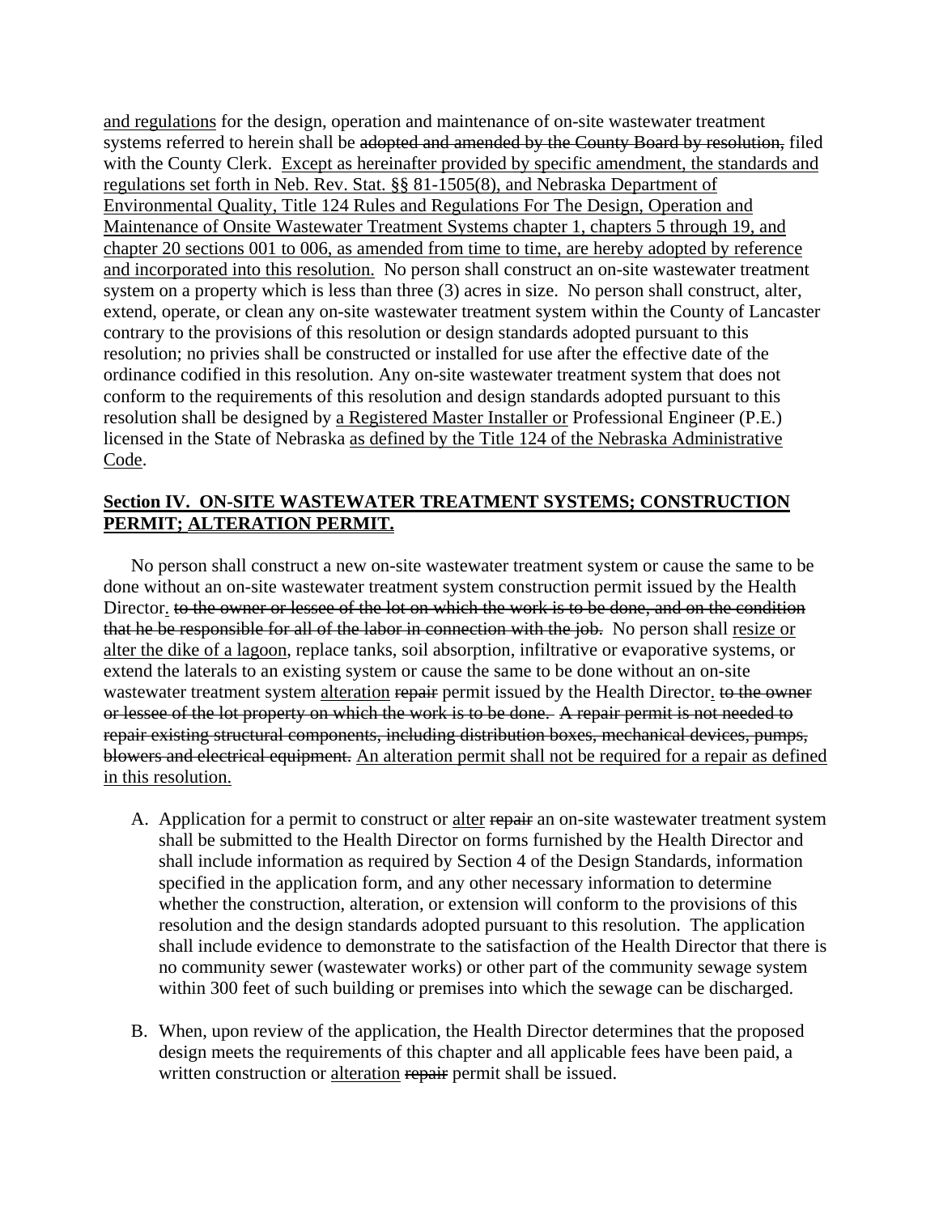and regulations for the design, operation and maintenance of on-site wastewater treatment systems referred to herein shall be ~~adopted and amended by the County Board by resolution,~~ filed with the County Clerk. Except as hereinafter provided by specific amendment, the standards and regulations set forth in Neb. Rev. Stat. §§ 81-1505(8), and Nebraska Department of Environmental Quality, Title 124 Rules and Regulations For The Design, Operation and Maintenance of Onsite Wastewater Treatment Systems chapter 1, chapters 5 through 19, and chapter 20 sections 001 to 006, as amended from time to time, are hereby adopted by reference and incorporated into this resolution. No person shall construct an on-site wastewater treatment system on a property which is less than three (3) acres in size. No person shall construct, alter, extend, operate, or clean any on-site wastewater treatment system within the County of Lancaster contrary to the provisions of this resolution or design standards adopted pursuant to this resolution; no privies shall be constructed or installed for use after the effective date of the ordinance codified in this resolution. Any on-site wastewater treatment system that does not conform to the requirements of this resolution and design standards adopted pursuant to this resolution shall be designed by a Registered Master Installer or Professional Engineer (P.E.) licensed in the State of Nebraska as defined by the Title 124 of the Nebraska Administrative Code.

**Section IV. ON-SITE WASTEWATER TREATMENT SYSTEMS; CONSTRUCTION PERMIT; ALTERATION PERMIT.**

No person shall construct a new on-site wastewater treatment system or cause the same to be done without an on-site wastewater treatment system construction permit issued by the Health Director. ~~to the owner or lessee of the lot on which the work is to be done, and on the condition that he be responsible for all of the labor in connection with the job.~~ No person shall resize or alter the dike of a lagoon, replace tanks, soil absorption, infiltrative or evaporative systems, or extend the laterals to an existing system or cause the same to be done without an on-site wastewater treatment system alteration ~~repair~~ permit issued by the Health Director. ~~to the owner or lessee of the lot property on which the work is to be done. A repair permit is not needed to repair existing structural components, including distribution boxes, mechanical devices, pumps, blowers and electrical equipment.~~ An alteration permit shall not be required for a repair as defined in this resolution.

A. Application for a permit to construct or alter ~~repair~~ an on-site wastewater treatment system shall be submitted to the Health Director on forms furnished by the Health Director and shall include information as required by Section 4 of the Design Standards, information specified in the application form, and any other necessary information to determine whether the construction, alteration, or extension will conform to the provisions of this resolution and the design standards adopted pursuant to this resolution. The application shall include evidence to demonstrate to the satisfaction of the Health Director that there is no community sewer (wastewater works) or other part of the community sewage system within 300 feet of such building or premises into which the sewage can be discharged.

B. When, upon review of the application, the Health Director determines that the proposed design meets the requirements of this chapter and all applicable fees have been paid, a written construction or alteration ~~repair~~ permit shall be issued.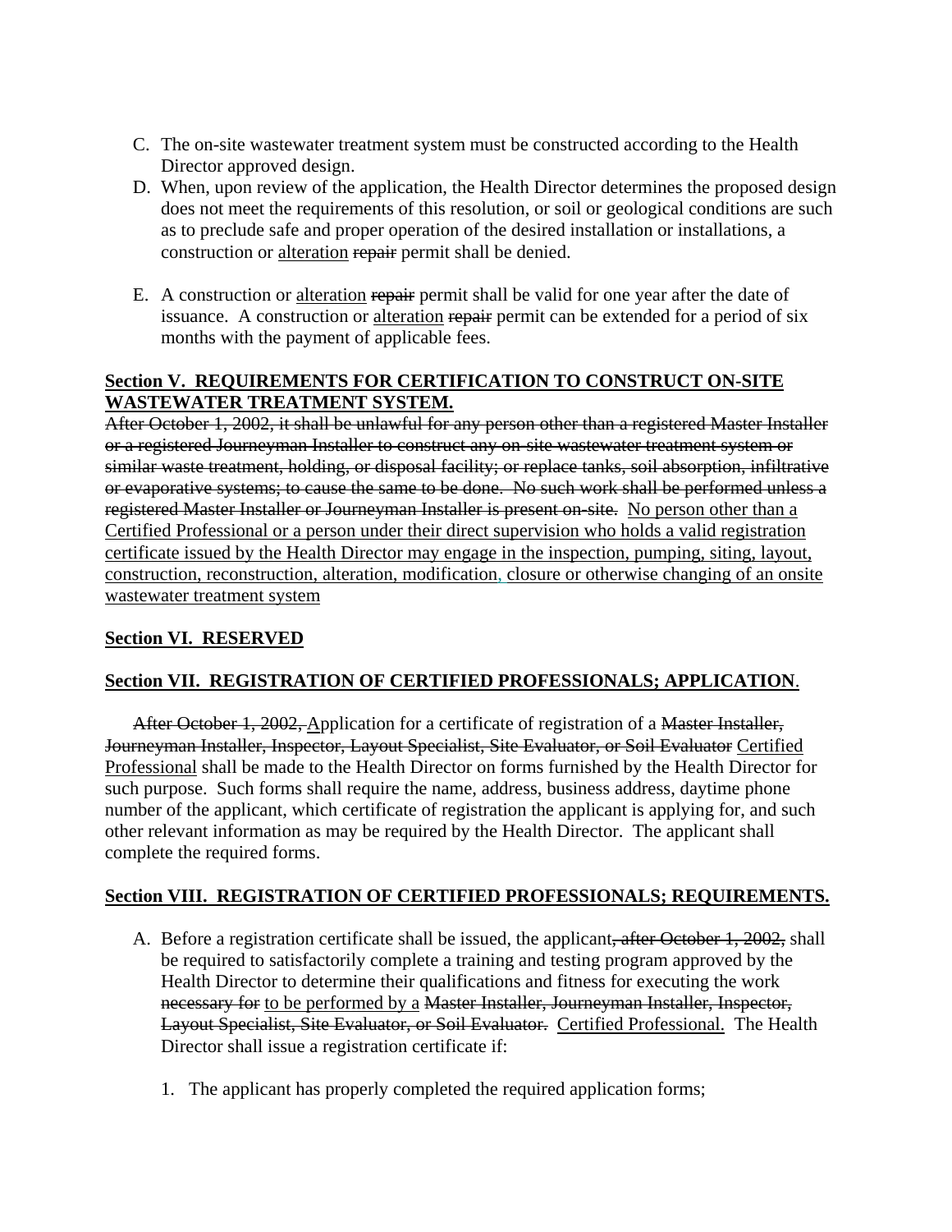C. The on-site wastewater treatment system must be constructed according to the Health Director approved design.
D. When, upon review of the application, the Health Director determines the proposed design does not meet the requirements of this resolution, or soil or geological conditions are such as to preclude safe and proper operation of the desired installation or installations, a construction or <u>alteration</u> ~~repair~~ permit shall be denied.

E. A construction or <u>alteration</u> ~~repair~~ permit shall be valid for one year after the date of issuance. A construction or <u>alteration</u> ~~repair~~ permit can be extended for a period of six months with the payment of applicable fees.

**<u>Section V. REQUIREMENTS FOR CERTIFICATION TO CONSTRUCT ON-SITE WASTEWATER TREATMENT SYSTEM.</u>**

~~After October 1, 2002, it shall be unlawful for any person other than a registered Master Installer or a registered Journeyman Installer to construct any on-site wastewater treatment system or similar waste treatment, holding, or disposal facility; or replace tanks, soil absorption, infiltrative or evaporative systems; to cause the same to be done. No such work shall be performed unless a registered Master Installer or Journeyman Installer is present on-site.~~ <u>No person other than a Certified Professional or a person under their direct supervision who holds a valid registration certificate issued by the Health Director may engage in the inspection, pumping, siting, layout, construction, reconstruction, alteration, modification, closure or otherwise changing of an onsite wastewater treatment system</u>

**<u>Section VI. RESERVED</u>**

**<u>Section VII. REGISTRATION OF CERTIFIED PROFESSIONALS; APPLICATION</u>**.

~~After October 1, 2002,~~ <u>A</u>pplication for a certificate of registration of a ~~Master Installer, Journeyman Installer, Inspector, Layout Specialist, Site Evaluator, or Soil Evaluator~~ <u>Certified Professional</u> shall be made to the Health Director on forms furnished by the Health Director for such purpose. Such forms shall require the name, address, business address, daytime phone number of the applicant, which certificate of registration the applicant is applying for, and such other relevant information as may be required by the Health Director. The applicant shall complete the required forms.

**<u>Section VIII. REGISTRATION OF CERTIFIED PROFESSIONALS; REQUIREMENTS.</u>**

A. Before a registration certificate shall be issued, the applicant~~, after October 1, 2002,~~ shall be required to satisfactorily complete a training and testing program approved by the Health Director to determine their qualifications and fitness for executing the work ~~necessary for~~ <u>to be performed by a</u> ~~Master Installer, Journeyman Installer, Inspector, Layout Specialist, Site Evaluator, or Soil Evaluator.~~ <u>Certified Professional.</u> The Health Director shall issue a registration certificate if:

   1. The applicant has properly completed the required application forms;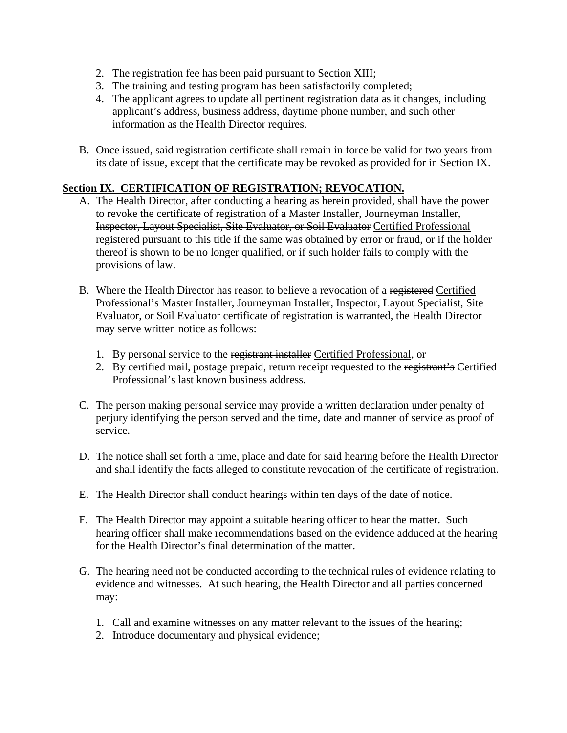2. The registration fee has been paid pursuant to Section XIII;
3. The training and testing program has been satisfactorily completed;
4. The applicant agrees to update all pertinent registration data as it changes, including applicant's address, business address, daytime phone number, and such other information as the Health Director requires.

B. Once issued, said registration certificate shall ~~remain in force~~ <u>be valid</u> for two years from its date of issue, except that the certificate may be revoked as provided for in Section IX.

**<u>Section IX. CERTIFICATION OF REGISTRATION; REVOCATION.</u>**

A. The Health Director, after conducting a hearing as herein provided, shall have the power to revoke the certificate of registration of a ~~Master Installer, Journeyman Installer, Inspector, Layout Specialist, Site Evaluator, or Soil Evaluator~~ <u>Certified Professional</u> registered pursuant to this title if the same was obtained by error or fraud, or if the holder thereof is shown to be no longer qualified, or if such holder fails to comply with the provisions of law.

B. Where the Health Director has reason to believe a revocation of a ~~registered~~ <u>Certified Professional's</u> ~~Master Installer, Journeyman Installer, Inspector, Layout Specialist, Site Evaluator, or Soil Evaluator~~ certificate of registration is warranted, the Health Director may serve written notice as follows:

   1. By personal service to the ~~registrant installer~~ <u>Certified Professional</u>, or
   2. By certified mail, postage prepaid, return receipt requested to the ~~registrant's~~ <u>Certified Professional's</u> last known business address.

C. The person making personal service may provide a written declaration under penalty of perjury identifying the person served and the time, date and manner of service as proof of service.

D. The notice shall set forth a time, place and date for said hearing before the Health Director and shall identify the facts alleged to constitute revocation of the certificate of registration.

E. The Health Director shall conduct hearings within ten days of the date of notice.

F. The Health Director may appoint a suitable hearing officer to hear the matter. Such hearing officer shall make recommendations based on the evidence adduced at the hearing for the Health Director's final determination of the matter.

G. The hearing need not be conducted according to the technical rules of evidence relating to evidence and witnesses. At such hearing, the Health Director and all parties concerned may:

   1. Call and examine witnesses on any matter relevant to the issues of the hearing;
   2. Introduce documentary and physical evidence;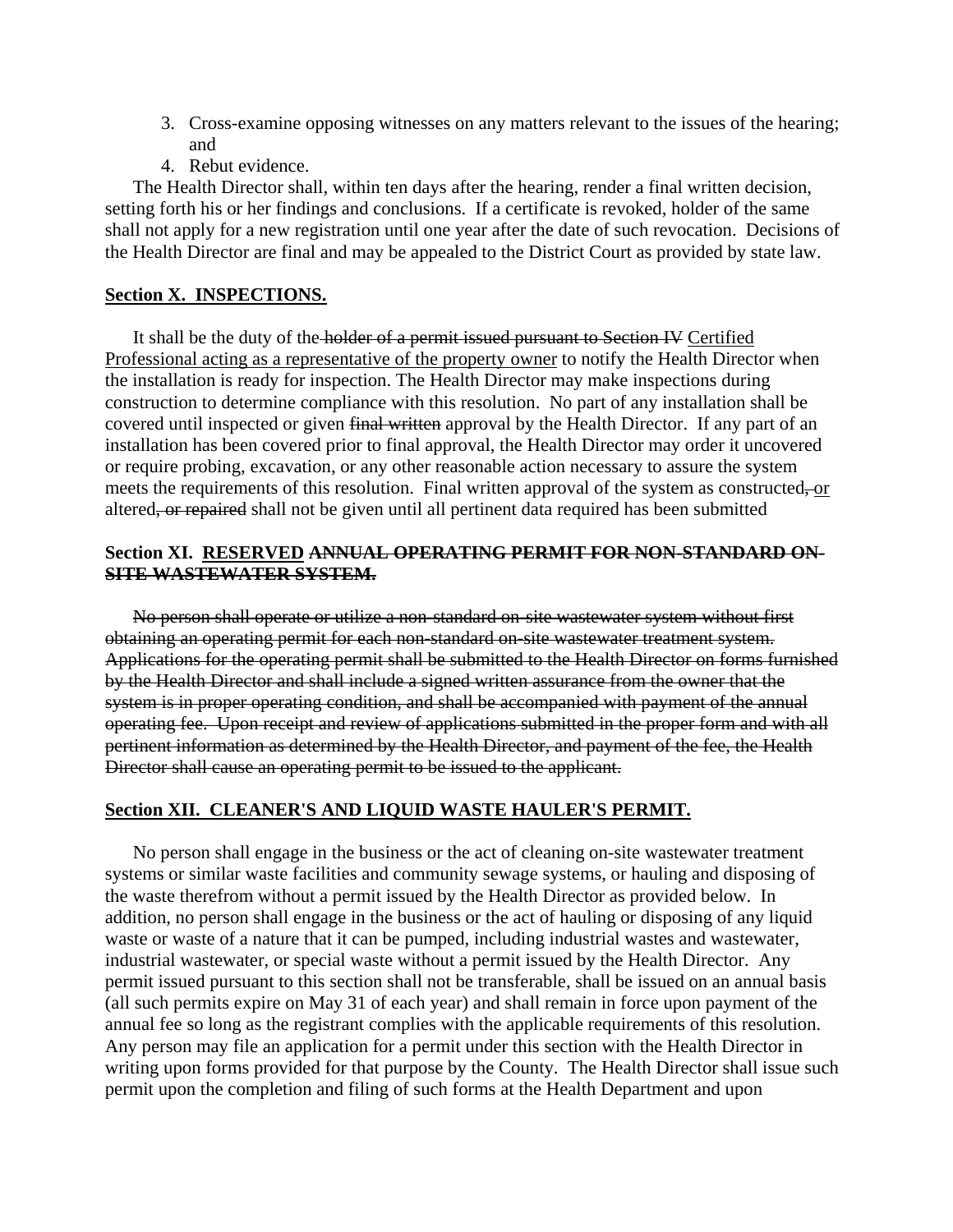3. Cross-examine opposing witnesses on any matters relevant to the issues of the hearing; and
4. Rebut evidence.

The Health Director shall, within ten days after the hearing, render a final written decision, setting forth his or her findings and conclusions. If a certificate is revoked, holder of the same shall not apply for a new registration until one year after the date of such revocation. Decisions of the Health Director are final and may be appealed to the District Court as provided by state law.

**Section X. INSPECTIONS.**

It shall be the duty of the ~~holder of a permit issued pursuant to Section IV~~ <u>Certified Professional acting as a representative of the property owner</u> to notify the Health Director when the installation is ready for inspection. The Health Director may make inspections during construction to determine compliance with this resolution. No part of any installation shall be covered until inspected or given ~~final written~~ approval by the Health Director. If any part of an installation has been covered prior to final approval, the Health Director may order it uncovered or require probing, excavation, or any other reasonable action necessary to assure the system meets the requirements of this resolution. Final written approval of the system as constructed~~,~~ <u>or</u> altered~~, or repaired~~ shall not be given until all pertinent data required has been submitted

**Section XI. <u>RESERVED</u> ~~ANNUAL OPERATING PERMIT FOR NON-STANDARD ON-SITE WASTEWATER SYSTEM.~~**

~~No person shall operate or utilize a non-standard on-site wastewater system without first obtaining an operating permit for each non-standard on-site wastewater treatment system. Applications for the operating permit shall be submitted to the Health Director on forms furnished by the Health Director and shall include a signed written assurance from the owner that the system is in proper operating condition, and shall be accompanied with payment of the annual operating fee. Upon receipt and review of applications submitted in the proper form and with all pertinent information as determined by the Health Director, and payment of the fee, the Health Director shall cause an operating permit to be issued to the applicant.~~

**Section XII. CLEANER'S AND LIQUID WASTE HAULER'S PERMIT.**

No person shall engage in the business or the act of cleaning on-site wastewater treatment systems or similar waste facilities and community sewage systems, or hauling and disposing of the waste therefrom without a permit issued by the Health Director as provided below. In addition, no person shall engage in the business or the act of hauling or disposing of any liquid waste or waste of a nature that it can be pumped, including industrial wastes and wastewater, industrial wastewater, or special waste without a permit issued by the Health Director. Any permit issued pursuant to this section shall not be transferable, shall be issued on an annual basis (all such permits expire on May 31 of each year) and shall remain in force upon payment of the annual fee so long as the registrant complies with the applicable requirements of this resolution. Any person may file an application for a permit under this section with the Health Director in writing upon forms provided for that purpose by the County. The Health Director shall issue such permit upon the completion and filing of such forms at the Health Department and upon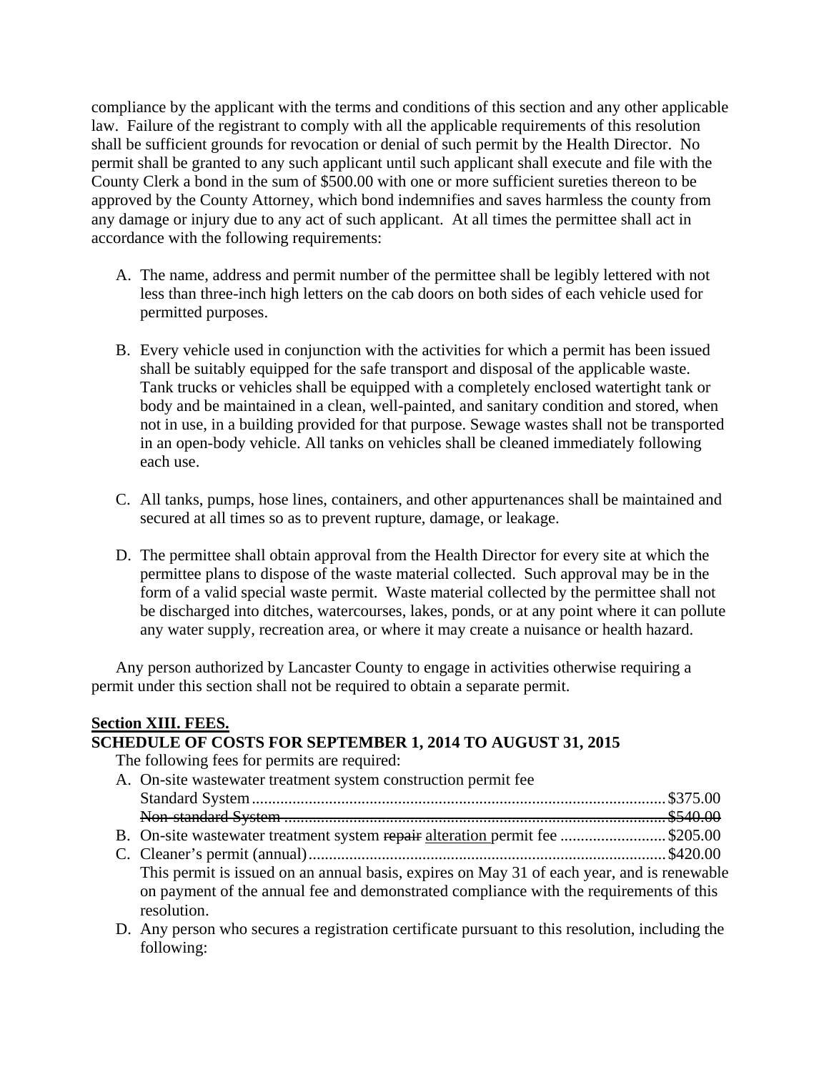compliance by the applicant with the terms and conditions of this section and any other applicable law. Failure of the registrant to comply with all the applicable requirements of this resolution shall be sufficient grounds for revocation or denial of such permit by the Health Director. No permit shall be granted to any such applicant until such applicant shall execute and file with the County Clerk a bond in the sum of $500.00 with one or more sufficient sureties thereon to be approved by the County Attorney, which bond indemnifies and saves harmless the county from any damage or injury due to any act of such applicant. At all times the permittee shall act in accordance with the following requirements:

A. The name, address and permit number of the permittee shall be legibly lettered with not less than three-inch high letters on the cab doors on both sides of each vehicle used for permitted purposes.

B. Every vehicle used in conjunction with the activities for which a permit has been issued shall be suitably equipped for the safe transport and disposal of the applicable waste. Tank trucks or vehicles shall be equipped with a completely enclosed watertight tank or body and be maintained in a clean, well-painted, and sanitary condition and stored, when not in use, in a building provided for that purpose. Sewage wastes shall not be transported in an open-body vehicle. All tanks on vehicles shall be cleaned immediately following each use.

C. All tanks, pumps, hose lines, containers, and other appurtenances shall be maintained and secured at all times so as to prevent rupture, damage, or leakage.

D. The permittee shall obtain approval from the Health Director for every site at which the permittee plans to dispose of the waste material collected. Such approval may be in the form of a valid special waste permit. Waste material collected by the permittee shall not be discharged into ditches, watercourses, lakes, ponds, or at any point where it can pollute any water supply, recreation area, or where it may create a nuisance or health hazard.

Any person authorized by Lancaster County to engage in activities otherwise requiring a permit under this section shall not be required to obtain a separate permit.

**Section XIII. FEES.**

**SCHEDULE OF COSTS FOR SEPTEMBER 1, 2014 TO AUGUST 31, 2015**

The following fees for permits are required:

A. On-site wastewater treatment system construction permit fee
   Standard System .................................................................................................. $375.00
   ~~Non-standard System ......................................................................................... $540.00~~

B. On-site wastewater treatment system ~~repair~~ alteration permit fee .......................... $205.00

C. Cleaner's permit (annual) ........................................................................................ $420.00
   This permit is issued on an annual basis, expires on May 31 of each year, and is renewable on payment of the annual fee and demonstrated compliance with the requirements of this resolution.

D. Any person who secures a registration certificate pursuant to this resolution, including the following: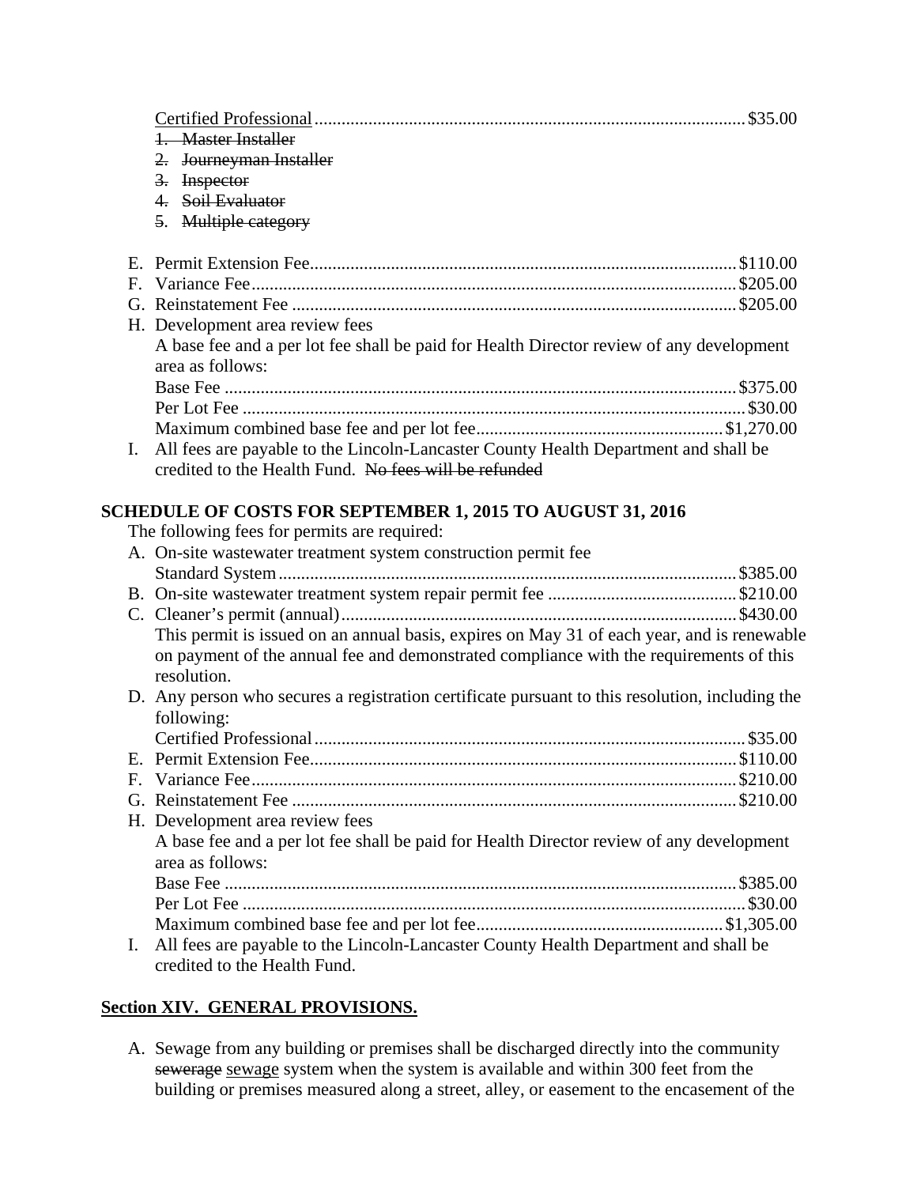<u>Certified Professional</u>............................................................................................$35.00

1. ~~Master Installer~~
2. ~~Journeyman Installer~~
3. ~~Inspector~~
4. ~~Soil Evaluator~~
5. ~~Multiple category~~

E. Permit Extension Fee..............................................................................................$110.00

F. Variance Fee..........................................................................................................$205.00

G. Reinstatement Fee ..................................................................................................$205.00

H. Development area review fees
A base fee and a per lot fee shall be paid for Health Director review of any development area as follows:
Base Fee ..................................................................................................................$375.00
Per Lot Fee ................................................................................................................$30.00
Maximum combined base fee and per lot fee......................................................$1,270.00

I. All fees are payable to the Lincoln-Lancaster County Health Department and shall be credited to the Health Fund. ~~No fees will be refunded~~

**SCHEDULE OF COSTS FOR SEPTEMBER 1, 2015 TO AUGUST 31, 2016**

The following fees for permits are required:

A. On-site wastewater treatment system construction permit fee
Standard System.....................................................................................................$385.00

B. On-site wastewater treatment system repair permit fee ..........................................$210.00

C. Cleaner's permit (annual).......................................................................................$430.00
This permit is issued on an annual basis, expires on May 31 of each year, and is renewable on payment of the annual fee and demonstrated compliance with the requirements of this resolution.

D. Any person who secures a registration certificate pursuant to this resolution, including the following:
Certified Professional...............................................................................................$35.00

E. Permit Extension Fee..............................................................................................$110.00

F. Variance Fee..........................................................................................................$210.00

G. Reinstatement Fee ..................................................................................................$210.00

H. Development area review fees
A base fee and a per lot fee shall be paid for Health Director review of any development area as follows:
Base Fee ..................................................................................................................$385.00
Per Lot Fee ................................................................................................................$30.00
Maximum combined base fee and per lot fee......................................................$1,305.00

I. All fees are payable to the Lincoln-Lancaster County Health Department and shall be credited to the Health Fund.

**<u>Section XIV. GENERAL PROVISIONS.</u>**

A. Sewage from any building or premises shall be discharged directly into the community ~~sewerage~~ <u>sewage</u> system when the system is available and within 300 feet from the building or premises measured along a street, alley, or easement to the encasement of the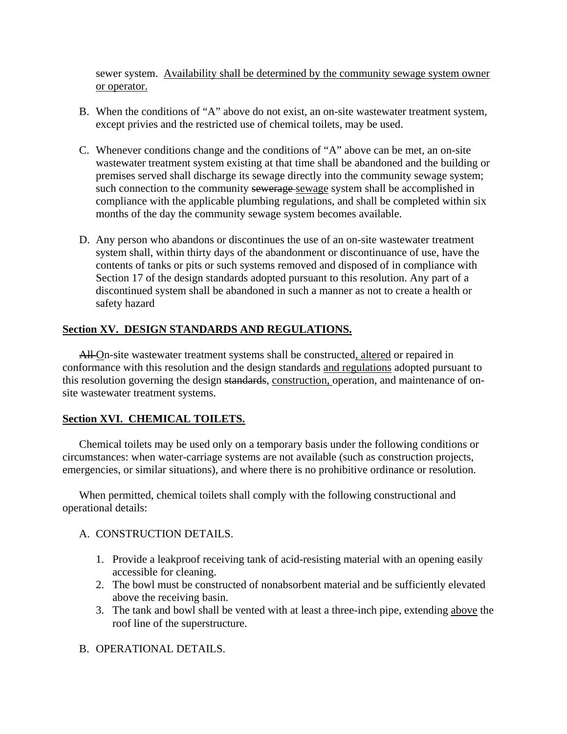sewer system. <u>Availability shall be determined by the community sewage system owner or operator.</u>

B. When the conditions of “A” above do not exist, an on-site wastewater treatment system, except privies and the restricted use of chemical toilets, may be used.

C. Whenever conditions change and the conditions of “A” above can be met, an on-site wastewater treatment system existing at that time shall be abandoned and the building or premises served shall discharge its sewage directly into the community sewage system; such connection to the community ~~sewerage~~ <u>sewage</u> system shall be accomplished in compliance with the applicable plumbing regulations, and shall be completed within six months of the day the community sewage system becomes available.

D. Any person who abandons or discontinues the use of an on-site wastewater treatment system shall, within thirty days of the abandonment or discontinuance of use, have the contents of tanks or pits or such systems removed and disposed of in compliance with Section 17 of the design standards adopted pursuant to this resolution. Any part of a discontinued system shall be abandoned in such a manner as not to create a health or safety hazard

**<u>Section XV. DESIGN STANDARDS AND REGULATIONS.</u>**

~~All~~ <u>O</u>n-site wastewater treatment systems shall be constructed<u>, altered</u> or repaired in conformance with this resolution and the design standards <u>and regulations</u> adopted pursuant to this resolution governing the design ~~standards~~, <u>construction,</u> operation, and maintenance of on-site wastewater treatment systems.

**<u>Section XVI. CHEMICAL TOILETS.</u>**

Chemical toilets may be used only on a temporary basis under the following conditions or circumstances: when water-carriage systems are not available (such as construction projects, emergencies, or similar situations), and where there is no prohibitive ordinance or resolution.

When permitted, chemical toilets shall comply with the following constructional and operational details:

A. CONSTRUCTION DETAILS.

1. Provide a leakproof receiving tank of acid-resisting material with an opening easily accessible for cleaning.
2. The bowl must be constructed of nonabsorbent material and be sufficiently elevated above the receiving basin.
3. The tank and bowl shall be vented with at least a three-inch pipe, extending <u>above</u> the roof line of the superstructure.

B. OPERATIONAL DETAILS.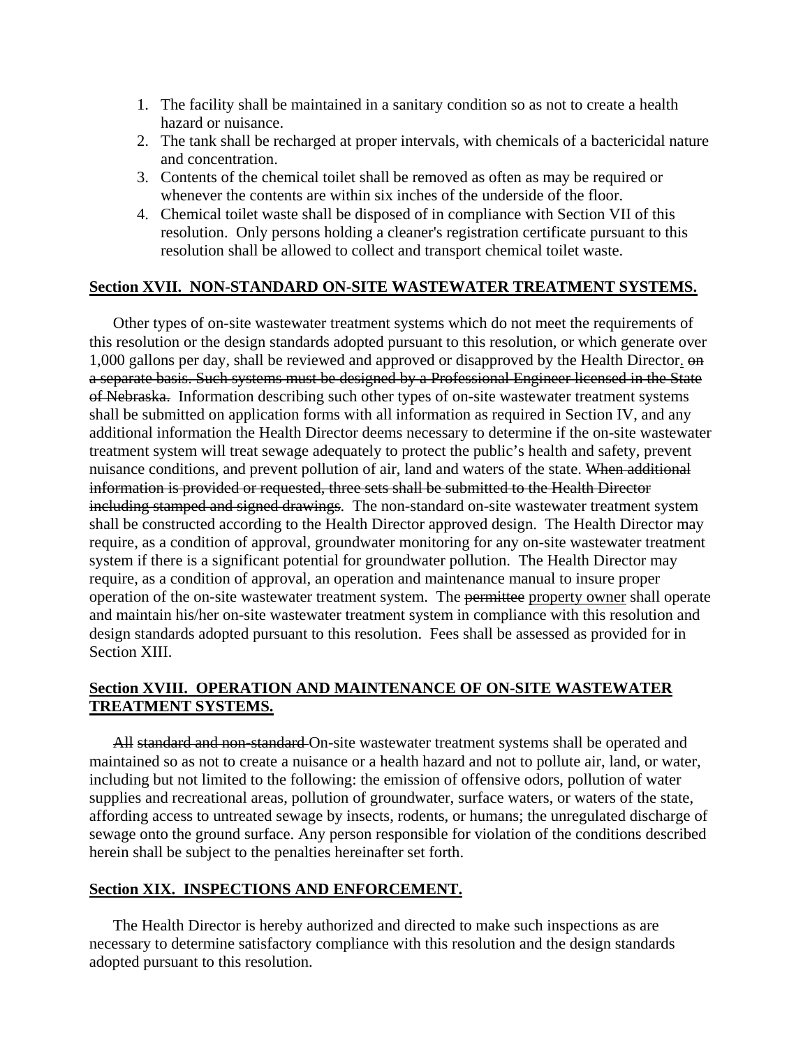1. The facility shall be maintained in a sanitary condition so as not to create a health hazard or nuisance.
2. The tank shall be recharged at proper intervals, with chemicals of a bactericidal nature and concentration.
3. Contents of the chemical toilet shall be removed as often as may be required or whenever the contents are within six inches of the underside of the floor.
4. Chemical toilet waste shall be disposed of in compliance with Section VII of this resolution. Only persons holding a cleaner's registration certificate pursuant to this resolution shall be allowed to collect and transport chemical toilet waste.

**Section XVII. NON-STANDARD ON-SITE WASTEWATER TREATMENT SYSTEMS.**

Other types of on-site wastewater treatment systems which do not meet the requirements of this resolution or the design standards adopted pursuant to this resolution, or which generate over 1,000 gallons per day, shall be reviewed and approved or disapproved by the Health Director. ~~on a separate basis. Such systems must be designed by a Professional Engineer licensed in the State of Nebraska.~~ Information describing such other types of on-site wastewater treatment systems shall be submitted on application forms with all information as required in Section IV, and any additional information the Health Director deems necessary to determine if the on-site wastewater treatment system will treat sewage adequately to protect the public's health and safety, prevent nuisance conditions, and prevent pollution of air, land and waters of the state. ~~When additional information is provided or requested, three sets shall be submitted to the Health Director including stamped and signed drawings~~. The non-standard on-site wastewater treatment system shall be constructed according to the Health Director approved design. The Health Director may require, as a condition of approval, groundwater monitoring for any on-site wastewater treatment system if there is a significant potential for groundwater pollution. The Health Director may require, as a condition of approval, an operation and maintenance manual to insure proper operation of the on-site wastewater treatment system. The ~~permittee~~ property owner shall operate and maintain his/her on-site wastewater treatment system in compliance with this resolution and design standards adopted pursuant to this resolution. Fees shall be assessed as provided for in Section XIII.

**Section XVIII. OPERATION AND MAINTENANCE OF ON-SITE WASTEWATER TREATMENT SYSTEMS.**

~~All~~ ~~standard and non-standard~~ On-site wastewater treatment systems shall be operated and maintained so as not to create a nuisance or a health hazard and not to pollute air, land, or water, including but not limited to the following: the emission of offensive odors, pollution of water supplies and recreational areas, pollution of groundwater, surface waters, or waters of the state, affording access to untreated sewage by insects, rodents, or humans; the unregulated discharge of sewage onto the ground surface. Any person responsible for violation of the conditions described herein shall be subject to the penalties hereinafter set forth.

**Section XIX. INSPECTIONS AND ENFORCEMENT.**

The Health Director is hereby authorized and directed to make such inspections as are necessary to determine satisfactory compliance with this resolution and the design standards adopted pursuant to this resolution.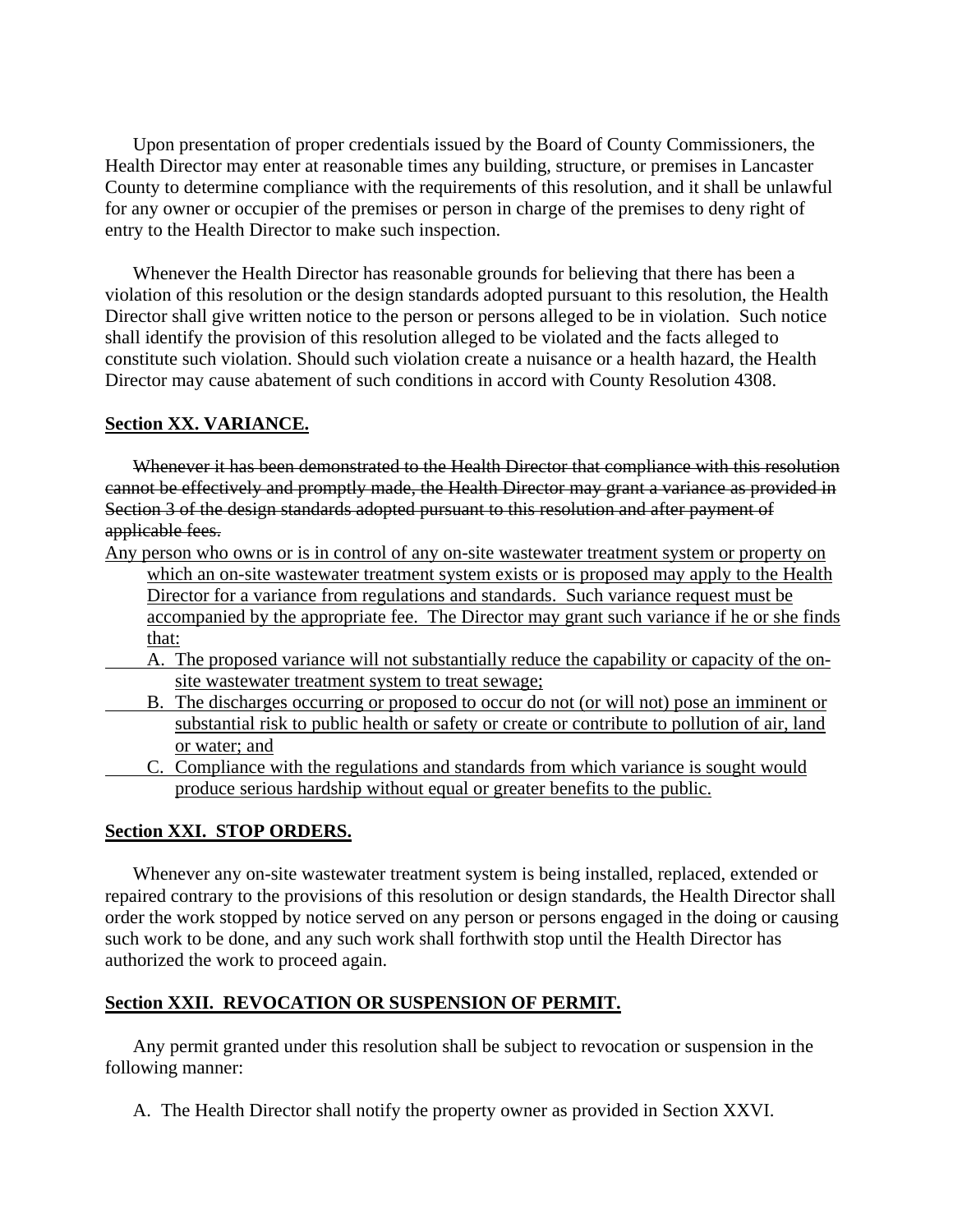Upon presentation of proper credentials issued by the Board of County Commissioners, the Health Director may enter at reasonable times any building, structure, or premises in Lancaster County to determine compliance with the requirements of this resolution, and it shall be unlawful for any owner or occupier of the premises or person in charge of the premises to deny right of entry to the Health Director to make such inspection.

Whenever the Health Director has reasonable grounds for believing that there has been a violation of this resolution or the design standards adopted pursuant to this resolution, the Health Director shall give written notice to the person or persons alleged to be in violation. Such notice shall identify the provision of this resolution alleged to be violated and the facts alleged to constitute such violation. Should such violation create a nuisance or a health hazard, the Health Director may cause abatement of such conditions in accord with County Resolution 4308.

**Section XX. VARIANCE.**

~~Whenever it has been demonstrated to the Health Director that compliance with this resolution cannot be effectively and promptly made, the Health Director may grant a variance as provided in Section 3 of the design standards adopted pursuant to this resolution and after payment of applicable fees.~~

<u>Any person who owns or is in control of any on-site wastewater treatment system or property on which an on-site wastewater treatment system exists or is proposed may apply to the Health Director for a variance from regulations and standards. Such variance request must be accompanied by the appropriate fee. The Director may grant such variance if he or she finds that:</u>

A. <u>The proposed variance will not substantially reduce the capability or capacity of the on-site wastewater treatment system to treat sewage;</u>

B. <u>The discharges occurring or proposed to occur do not (or will not) pose an imminent or substantial risk to public health or safety or create or contribute to pollution of air, land or water; and</u>

C. <u>Compliance with the regulations and standards from which variance is sought would produce serious hardship without equal or greater benefits to the public.</u>

**Section XXI. STOP ORDERS.**

Whenever any on-site wastewater treatment system is being installed, replaced, extended or repaired contrary to the provisions of this resolution or design standards, the Health Director shall order the work stopped by notice served on any person or persons engaged in the doing or causing such work to be done, and any such work shall forthwith stop until the Health Director has authorized the work to proceed again.

**Section XXII. REVOCATION OR SUSPENSION OF PERMIT.**

Any permit granted under this resolution shall be subject to revocation or suspension in the following manner:

A. The Health Director shall notify the property owner as provided in Section XXVI.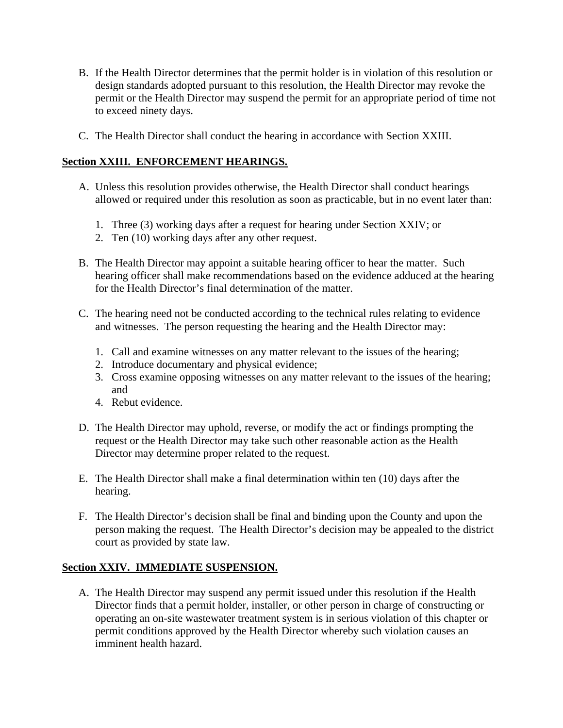B. If the Health Director determines that the permit holder is in violation of this resolution or design standards adopted pursuant to this resolution, the Health Director may revoke the permit or the Health Director may suspend the permit for an appropriate period of time not to exceed ninety days.

C. The Health Director shall conduct the hearing in accordance with Section XXIII.

## Section XXIII. ENFORCEMENT HEARINGS.

A. Unless this resolution provides otherwise, the Health Director shall conduct hearings allowed or required under this resolution as soon as practicable, but in no event later than:

   1. Three (3) working days after a request for hearing under Section XXIV; or
   2. Ten (10) working days after any other request.

B. The Health Director may appoint a suitable hearing officer to hear the matter. Such hearing officer shall make recommendations based on the evidence adduced at the hearing for the Health Director's final determination of the matter.

C. The hearing need not be conducted according to the technical rules relating to evidence and witnesses. The person requesting the hearing and the Health Director may:

   1. Call and examine witnesses on any matter relevant to the issues of the hearing;
   2. Introduce documentary and physical evidence;
   3. Cross examine opposing witnesses on any matter relevant to the issues of the hearing; and
   4. Rebut evidence.

D. The Health Director may uphold, reverse, or modify the act or findings prompting the request or the Health Director may take such other reasonable action as the Health Director may determine proper related to the request.

E. The Health Director shall make a final determination within ten (10) days after the hearing.

F. The Health Director's decision shall be final and binding upon the County and upon the person making the request. The Health Director's decision may be appealed to the district court as provided by state law.

## Section XXIV. IMMEDIATE SUSPENSION.

A. The Health Director may suspend any permit issued under this resolution if the Health Director finds that a permit holder, installer, or other person in charge of constructing or operating an on-site wastewater treatment system is in serious violation of this chapter or permit conditions approved by the Health Director whereby such violation causes an imminent health hazard.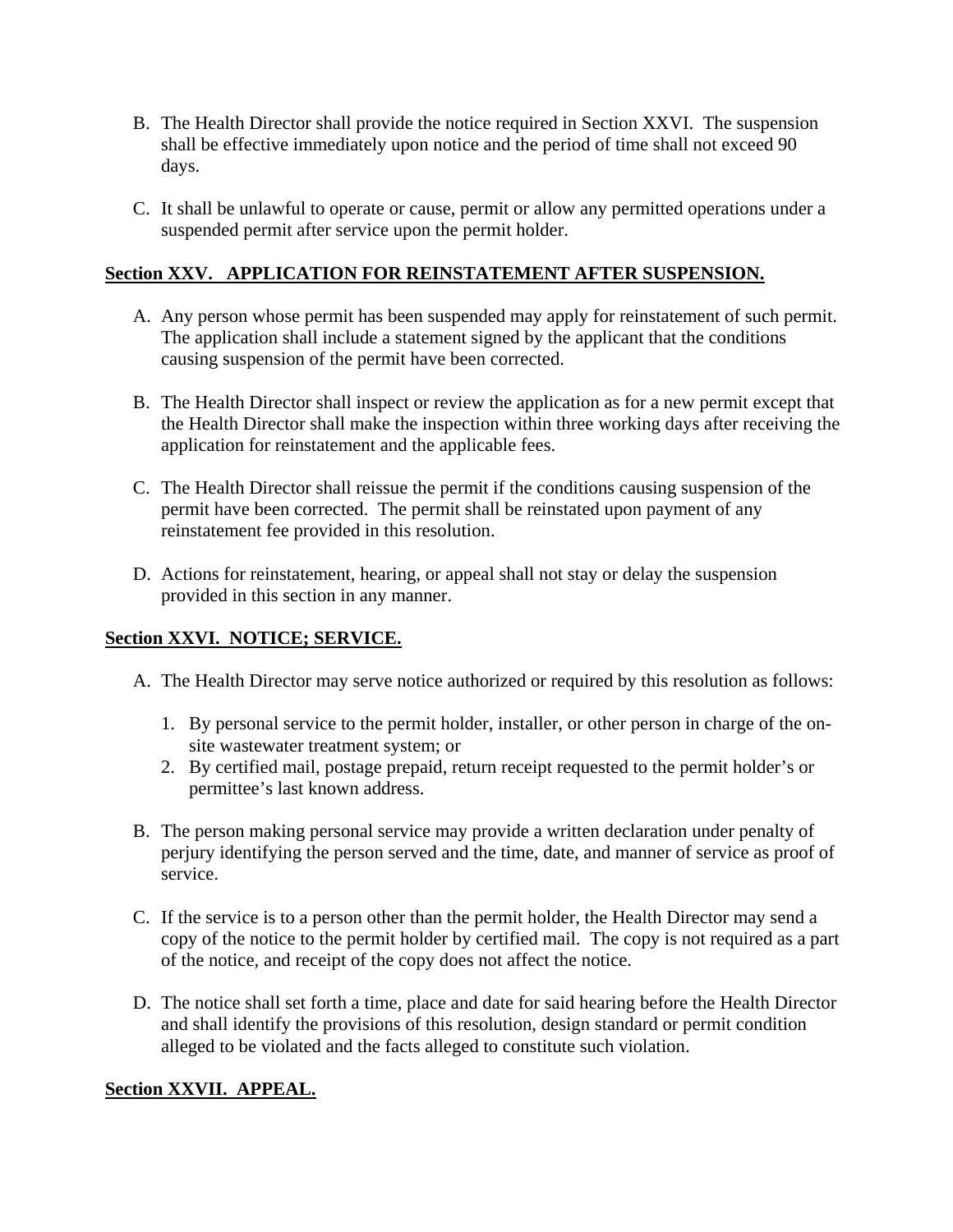B. The Health Director shall provide the notice required in Section XXVI. The suspension shall be effective immediately upon notice and the period of time shall not exceed 90 days.

C. It shall be unlawful to operate or cause, permit or allow any permitted operations under a suspended permit after service upon the permit holder.

**Section XXV. APPLICATION FOR REINSTATEMENT AFTER SUSPENSION.**

A. Any person whose permit has been suspended may apply for reinstatement of such permit. The application shall include a statement signed by the applicant that the conditions causing suspension of the permit have been corrected.

B. The Health Director shall inspect or review the application as for a new permit except that the Health Director shall make the inspection within three working days after receiving the application for reinstatement and the applicable fees.

C. The Health Director shall reissue the permit if the conditions causing suspension of the permit have been corrected. The permit shall be reinstated upon payment of any reinstatement fee provided in this resolution.

D. Actions for reinstatement, hearing, or appeal shall not stay or delay the suspension provided in this section in any manner.

**Section XXVI. NOTICE; SERVICE.**

A. The Health Director may serve notice authorized or required by this resolution as follows:

   1. By personal service to the permit holder, installer, or other person in charge of the on-site wastewater treatment system; or
   2. By certified mail, postage prepaid, return receipt requested to the permit holder's or permittee's last known address.

B. The person making personal service may provide a written declaration under penalty of perjury identifying the person served and the time, date, and manner of service as proof of service.

C. If the service is to a person other than the permit holder, the Health Director may send a copy of the notice to the permit holder by certified mail. The copy is not required as a part of the notice, and receipt of the copy does not affect the notice.

D. The notice shall set forth a time, place and date for said hearing before the Health Director and shall identify the provisions of this resolution, design standard or permit condition alleged to be violated and the facts alleged to constitute such violation.

**Section XXVII. APPEAL.**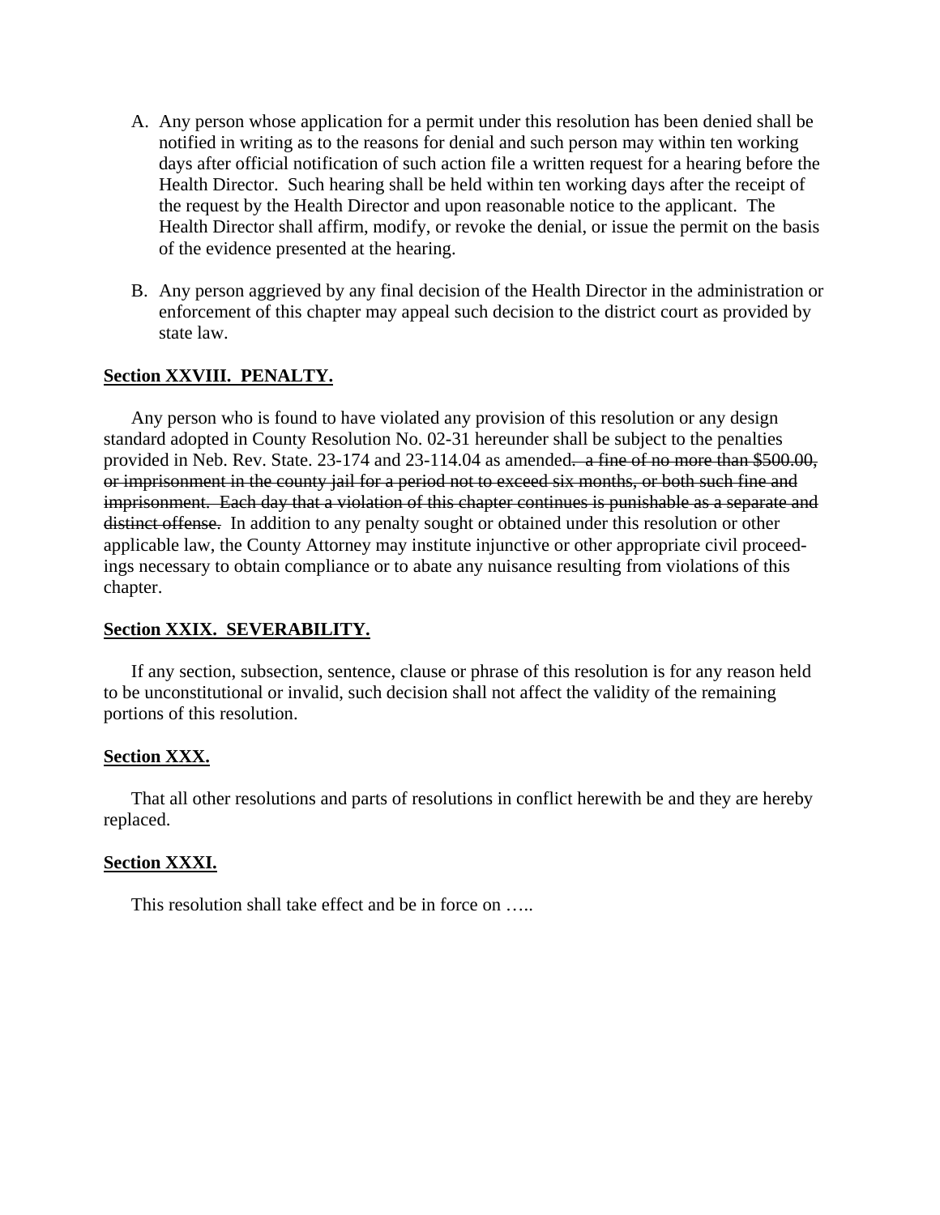A. Any person whose application for a permit under this resolution has been denied shall be notified in writing as to the reasons for denial and such person may within ten working days after official notification of such action file a written request for a hearing before the Health Director. Such hearing shall be held within ten working days after the receipt of the request by the Health Director and upon reasonable notice to the applicant. The Health Director shall affirm, modify, or revoke the denial, or issue the permit on the basis of the evidence presented at the hearing.

B. Any person aggrieved by any final decision of the Health Director in the administration or enforcement of this chapter may appeal such decision to the district court as provided by state law.

**Section XXVIII. PENALTY.**

Any person who is found to have violated any provision of this resolution or any design standard adopted in County Resolution No. 02-31 hereunder shall be subject to the penalties provided in Neb. Rev. State. 23-174 and 23-114.04 as amended~~. a fine of no more than $500.00, or imprisonment in the county jail for a period not to exceed six months, or both such fine and imprisonment. Each day that a violation of this chapter continues is punishable as a separate and distinct offense.~~ In addition to any penalty sought or obtained under this resolution or other applicable law, the County Attorney may institute injunctive or other appropriate civil proceedings necessary to obtain compliance or to abate any nuisance resulting from violations of this chapter.

**Section XXIX. SEVERABILITY.**

If any section, subsection, sentence, clause or phrase of this resolution is for any reason held to be unconstitutional or invalid, such decision shall not affect the validity of the remaining portions of this resolution.

**Section XXX.**

That all other resolutions and parts of resolutions in conflict herewith be and they are hereby replaced.

**Section XXXI.**

This resolution shall take effect and be in force on …..